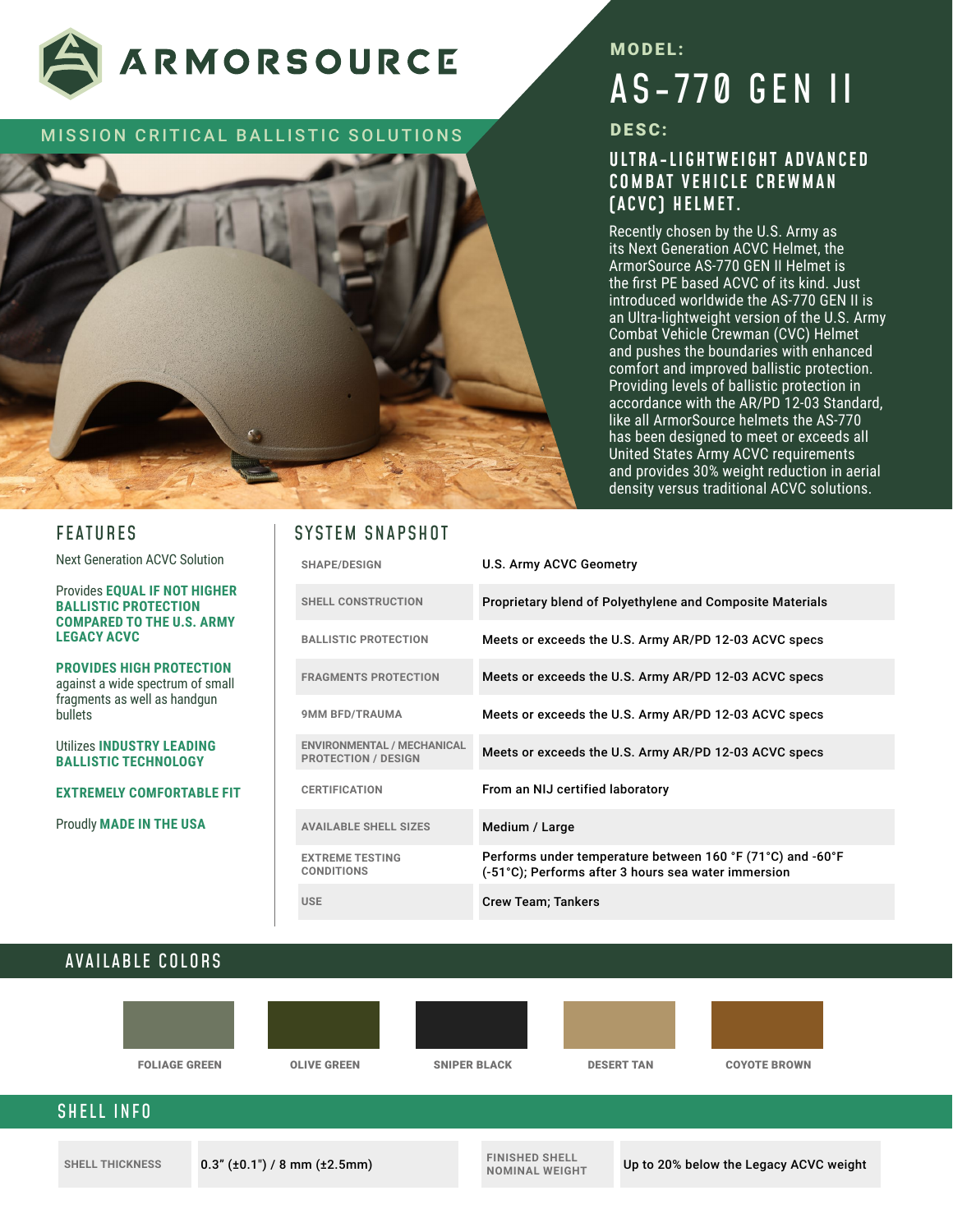# ARMORSOURCE

MISSION CRITICAL BALLISTIC SOLUTIONS

**MODEL:**

# AS-770 GEN II

**DESC:**

## ULTRA-LIGHTWEIGHT ADVANCED COMBAT VEHICLE CREWMAN (ACVC) HELMET.

Recently chosen by the U.S. Army as its Next Generation ACVC Helmet, the ArmorSource AS-770 GEN II Helmet is the first PE based ACVC of its kind. Just introduced worldwide the AS-770 GEN II is an Ultra-lightweight version of the U.S. Army Combat Vehicle Crewman (CVC) Helmet and pushes the boundaries with enhanced comfort and improved ballistic protection. Providing levels of ballistic protection in accordance with the AR/PD 12-03 Standard, like all ArmorSource helmets the AS-770 has been designed to meet or exceeds all United States Army ACVC requirements and provides 30% weight reduction in aerial density versus traditional ACVC solutions.

## FEATURES

Next Generation ACVC Solution

Provides **EQUAL IF NOT HIGHER BALLISTIC PROTECTION COMPARED TO THE U.S. ARMY LEGACY ACVC**

**PROVIDES HIGH PROTECTION** against a wide spectrum of small fragments as well as handgun bullets

Utilizes **INDUSTRY LEADING BALLISTIC TECHNOLOGY**

**EXTREMELY COMFORTABLE FIT**

Proudly **MADE IN THE USA**

## SYSTEM SNAPSHOT

| | |
|---|---|
| SHAPE/DESIGN | U.S. Army ACVC Geometry |
| SHELL CONSTRUCTION | Proprietary blend of Polyethylene and Composite Materials |
| BALLISTIC PROTECTION | Meets or exceeds the U.S. Army AR/PD 12-03 ACVC specs |
| FRAGMENTS PROTECTION | Meets or exceeds the U.S. Army AR/PD 12-03 ACVC specs |
| 9MM BFD/TRAUMA | Meets or exceeds the U.S. Army AR/PD 12-03 ACVC specs |
| ENVIRONMENTAL / MECHANICAL PROTECTION / DESIGN | Meets or exceeds the U.S. Army AR/PD 12-03 ACVC specs |
| CERTIFICATION | From an NIJ certified laboratory |
| AVAILABLE SHELL SIZES | Medium / Large |
| EXTREME TESTING CONDITIONS | Performs under temperature between 160 °F (71°C) and -60°F (-51°C); Performs after 3 hours sea water immersion |
| USE | Crew Team; Tankers |

## AVAILABLE COLORS

FOLIAGE GREEN

OLIVE GREEN

SNIPER BLACK

DESERT TAN

COYOTE BROWN

## SHELL INFO

| | | | |
|---|---|---|---|
| SHELL THICKNESS | 0.3" (±0.1") / 8 mm (±2.5mm) | FINISHED SHELL NOMINAL WEIGHT | Up to 20% below the Legacy ACVC weight |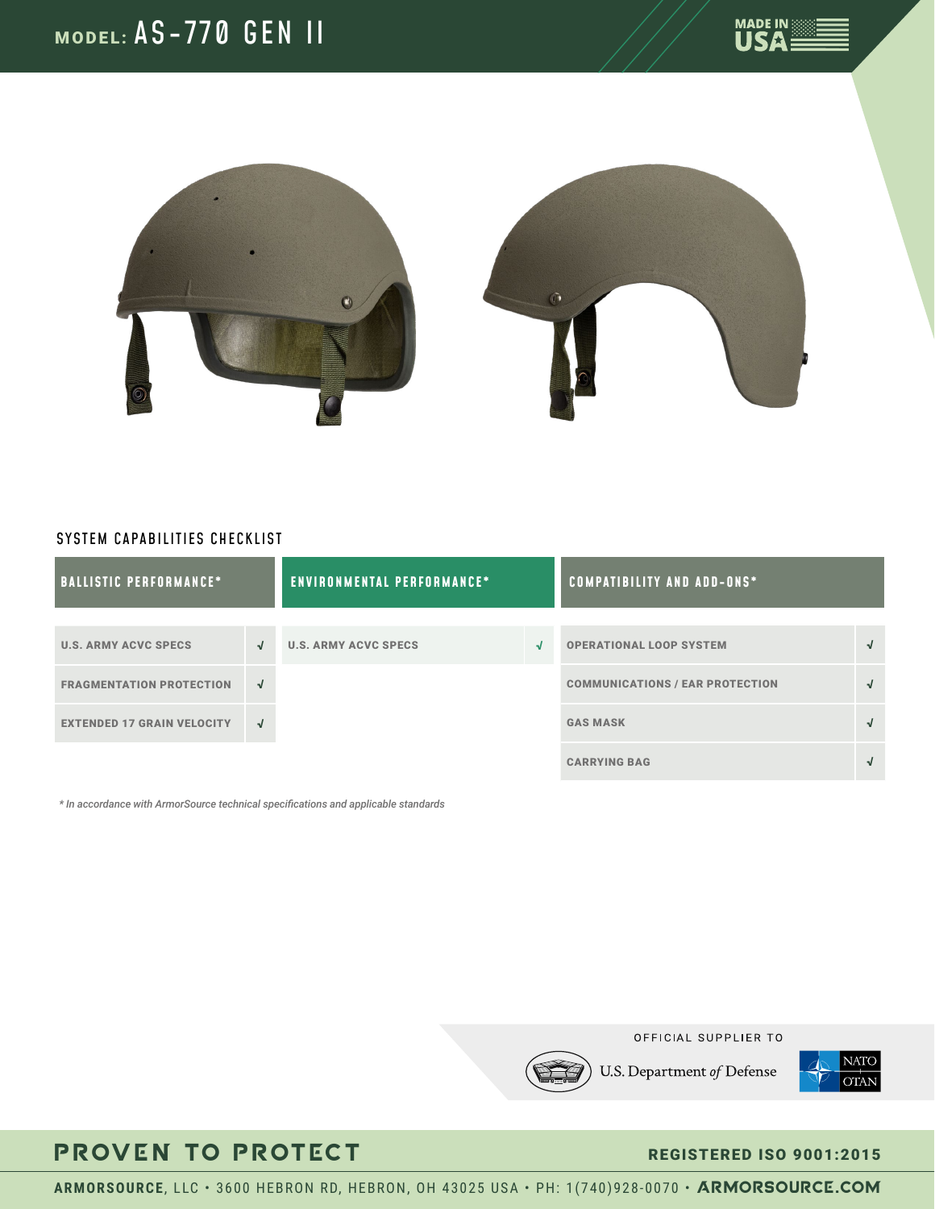# MODEL: AS-770 GEN II

MADE IN USA

## SYSTEM CAPABILITIES CHECKLIST

| BALLISTIC PERFORMANCE* | | ENVIRONMENTAL PERFORMANCE* | | COMPATIBILITY AND ADD-ONS* | |
|---|---|---|---|---|---|
| U.S. ARMY ACVC SPECS | √ | U.S. ARMY ACVC SPECS | √ | OPERATIONAL LOOP SYSTEM | √ |
| FRAGMENTATION PROTECTION | √ | | | COMMUNICATIONS / EAR PROTECTION | √ |
| EXTENDED 17 GRAIN VELOCITY | √ | | | GAS MASK | √ |
| | | | | CARRYING BAG | √ |

*\* In accordance with ArmorSource technical specifications and applicable standards*

OFFICIAL SUPPLIER TO

U.S. Department *of* Defense

NATO OTAN

**PROVEN TO PROTECT**

**REGISTERED ISO 9001:2015**

**ARMORSOURCE**, LLC • 3600 HEBRON RD, HEBRON, OH 43025 USA • PH: 1(740)928-0070 • **ARMORSOURCE.COM**